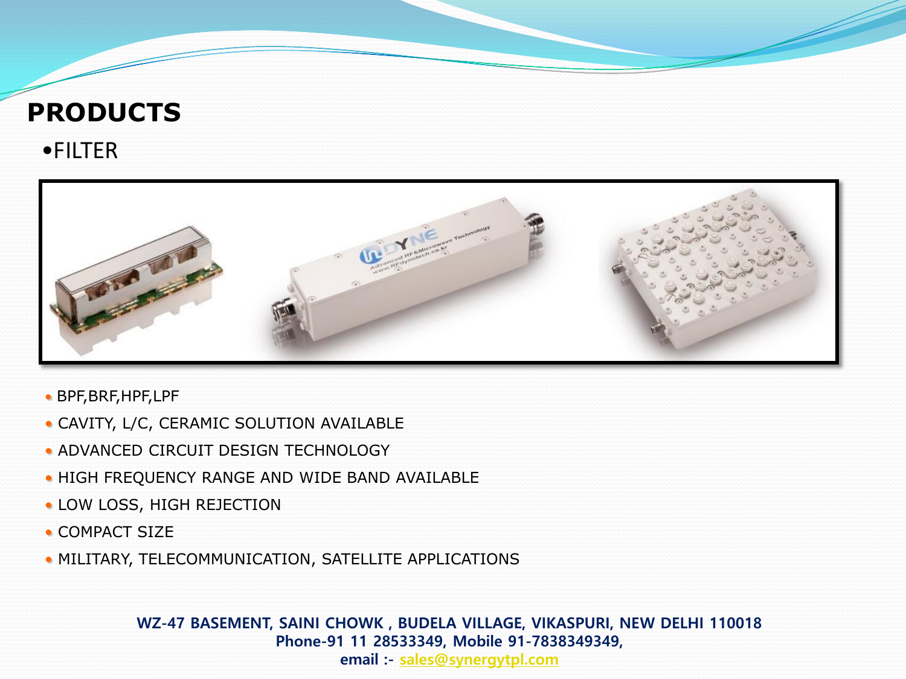# PRODUCTS

- FILTER

- BPF,BRF,HPF,LPF
- CAVITY, L/C, CERAMIC SOLUTION AVAILABLE
- ADVANCED CIRCUIT DESIGN TECHNOLOGY
- HIGH FREQUENCY RANGE AND WIDE BAND AVAILABLE
- LOW LOSS, HIGH REJECTION
- COMPACT SIZE
- MILITARY, TELECOMMUNICATION, SATELLITE APPLICATIONS

**WZ-47 BASEMENT, SAINI CHOWK , BUDELA VILLAGE, VIKASPURI, NEW DELHI 110018**
**Phone-91 11 28533349, Mobile 91-7838349349,**
**email :- sales@synergytpl.com**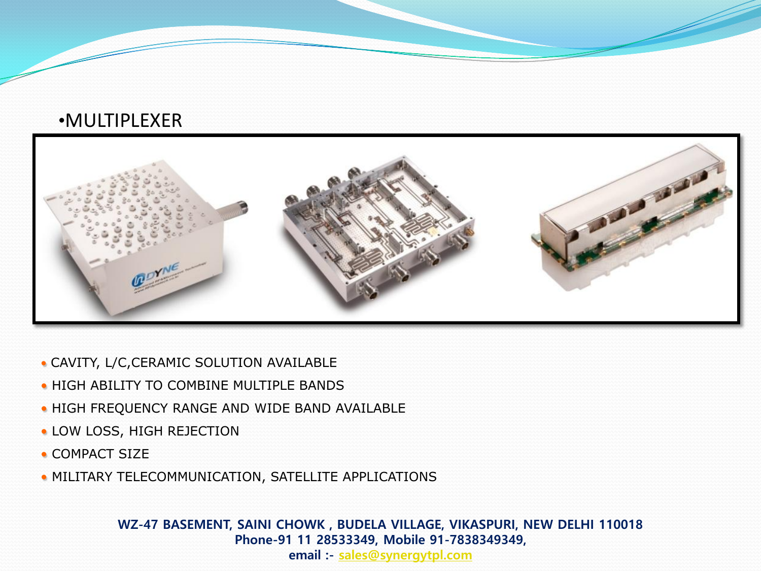# •MULTIPLEXER

- CAVITY, L/C,CERAMIC SOLUTION AVAILABLE
- HIGH ABILITY TO COMBINE MULTIPLE BANDS
- HIGH FREQUENCY RANGE AND WIDE BAND AVAILABLE
- LOW LOSS, HIGH REJECTION
- COMPACT SIZE
- MILITARY TELECOMMUNICATION, SATELLITE APPLICATIONS

**WZ-47 BASEMENT, SAINI CHOWK , BUDELA VILLAGE, VIKASPURI, NEW DELHI 110018**
**Phone-91 11 28533349, Mobile 91-7838349349,**
**email :- sales@synergytpl.com**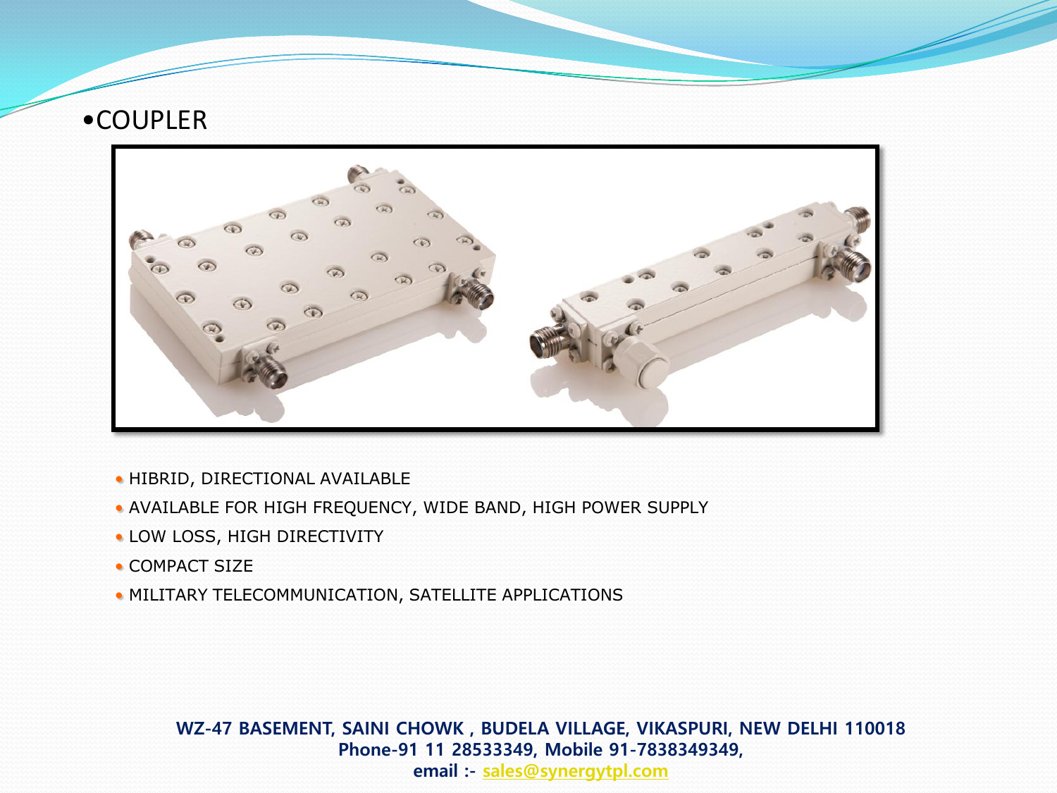# •COUPLER

- HIBRID, DIRECTIONAL AVAILABLE
- AVAILABLE FOR HIGH FREQUENCY, WIDE BAND, HIGH POWER SUPPLY
- LOW LOSS, HIGH DIRECTIVITY
- COMPACT SIZE
- MILITARY TELECOMMUNICATION, SATELLITE APPLICATIONS

**WZ-47 BASEMENT, SAINI CHOWK , BUDELA VILLAGE, VIKASPURI, NEW DELHI 110018**
**Phone-91 11 28533349, Mobile 91-7838349349,**
**email :- sales@synergytpl.com**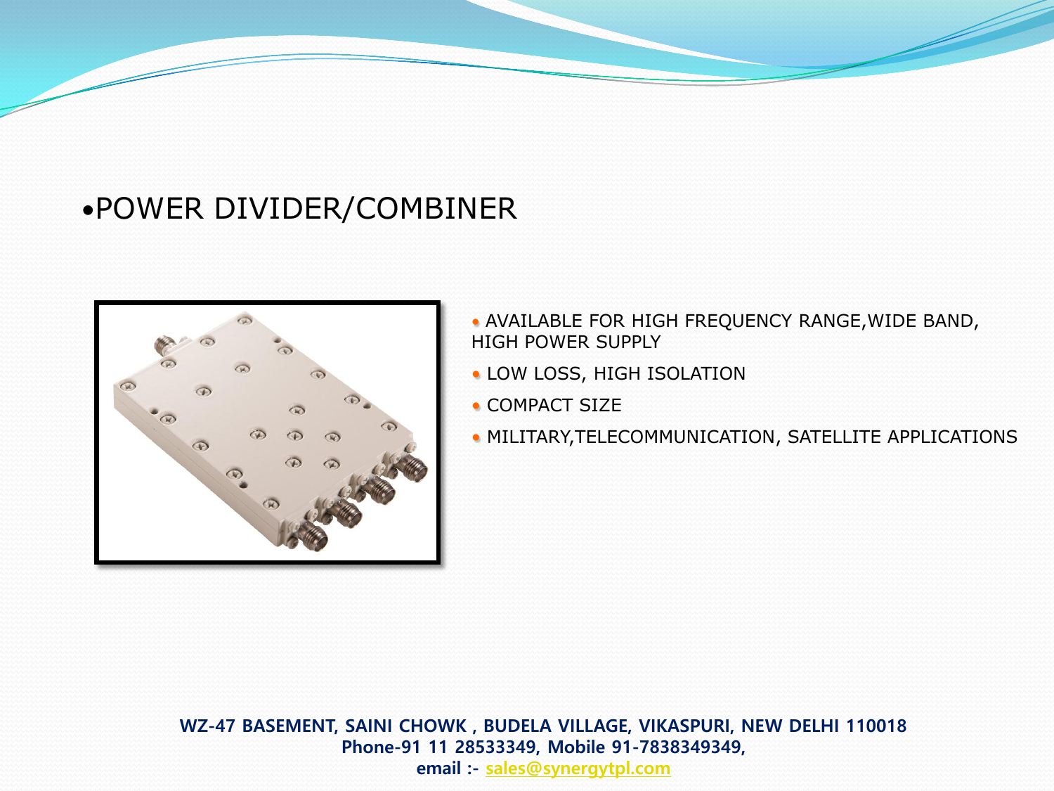# POWER DIVIDER/COMBINER

- AVAILABLE FOR HIGH FREQUENCY RANGE,WIDE BAND, HIGH POWER SUPPLY
- LOW LOSS, HIGH ISOLATION
- COMPACT SIZE
- MILITARY,TELECOMMUNICATION, SATELLITE APPLICATIONS

**WZ-47 BASEMENT, SAINI CHOWK , BUDELA VILLAGE, VIKASPURI, NEW DELHI 110018**
**Phone-91 11 28533349, Mobile 91-7838349349,**
**email :- sales@synergytpl.com**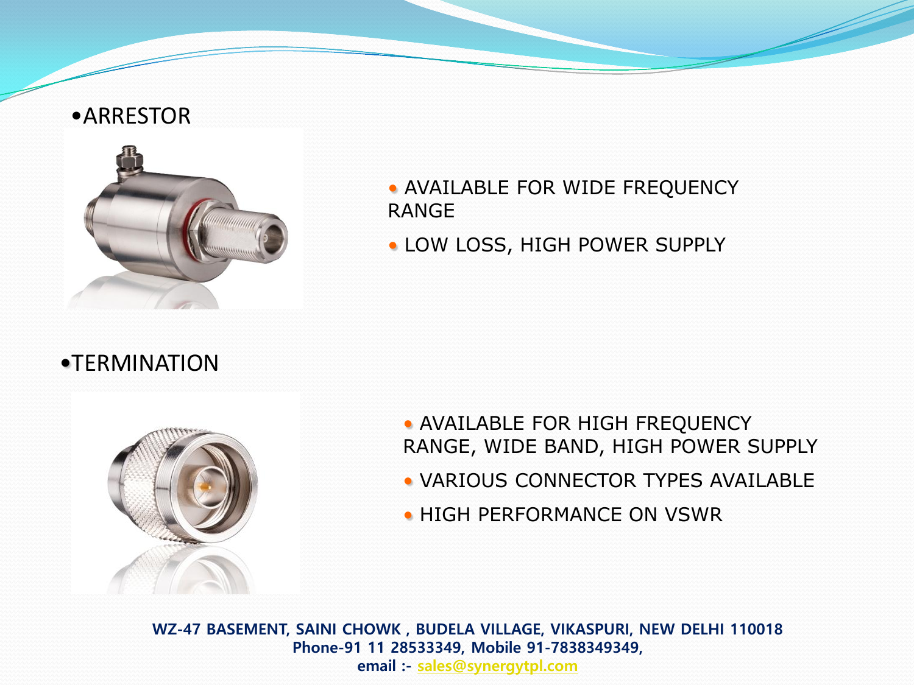- ARRESTOR

- AVAILABLE FOR WIDE FREQUENCY RANGE
- LOW LOSS, HIGH POWER SUPPLY

- TERMINATION

- AVAILABLE FOR HIGH FREQUENCY RANGE, WIDE BAND, HIGH POWER SUPPLY
- VARIOUS CONNECTOR TYPES AVAILABLE
- HIGH PERFORMANCE ON VSWR

**WZ-47 BASEMENT, SAINI CHOWK , BUDELA VILLAGE, VIKASPURI, NEW DELHI 110018**
**Phone-91 11 28533349, Mobile 91-7838349349,**
**email :- sales@synergytpl.com**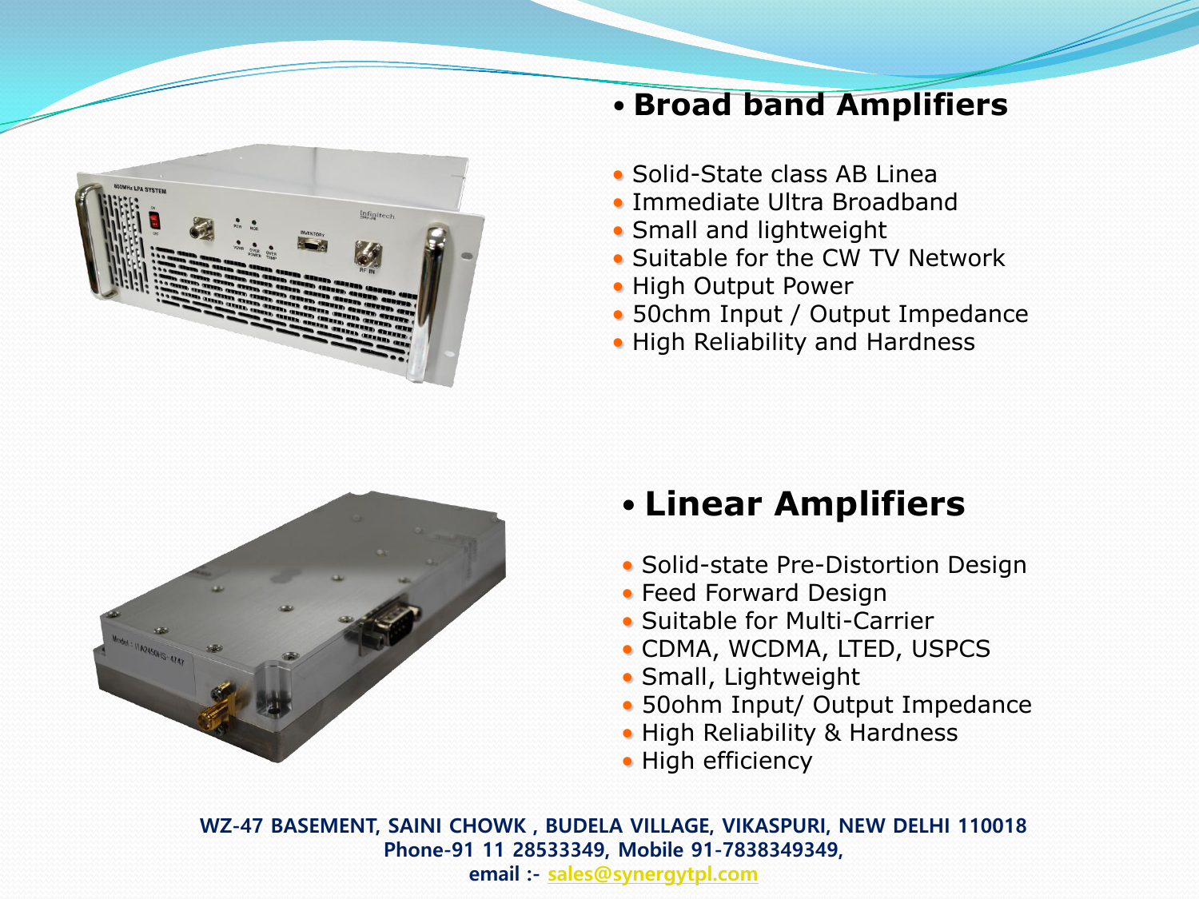## Broad band Amplifiers

- Solid-State class AB Linea
- Immediate Ultra Broadband
- Small and lightweight
- Suitable for the CW TV Network
- High Output Power
- 50chm Input / Output Impedance
- High Reliability and Hardness

## Linear Amplifiers

- Solid-state Pre-Distortion Design
- Feed Forward Design
- Suitable for Multi-Carrier
- CDMA, WCDMA, LTED, USPCS
- Small, Lightweight
- 50ohm Input/ Output Impedance
- High Reliability & Hardness
- High efficiency

**WZ-47 BASEMENT, SAINI CHOWK , BUDELA VILLAGE, VIKASPURI, NEW DELHI 110018**
**Phone-91 11 28533349, Mobile 91-7838349349,**
**email :- sales@synergytpl.com**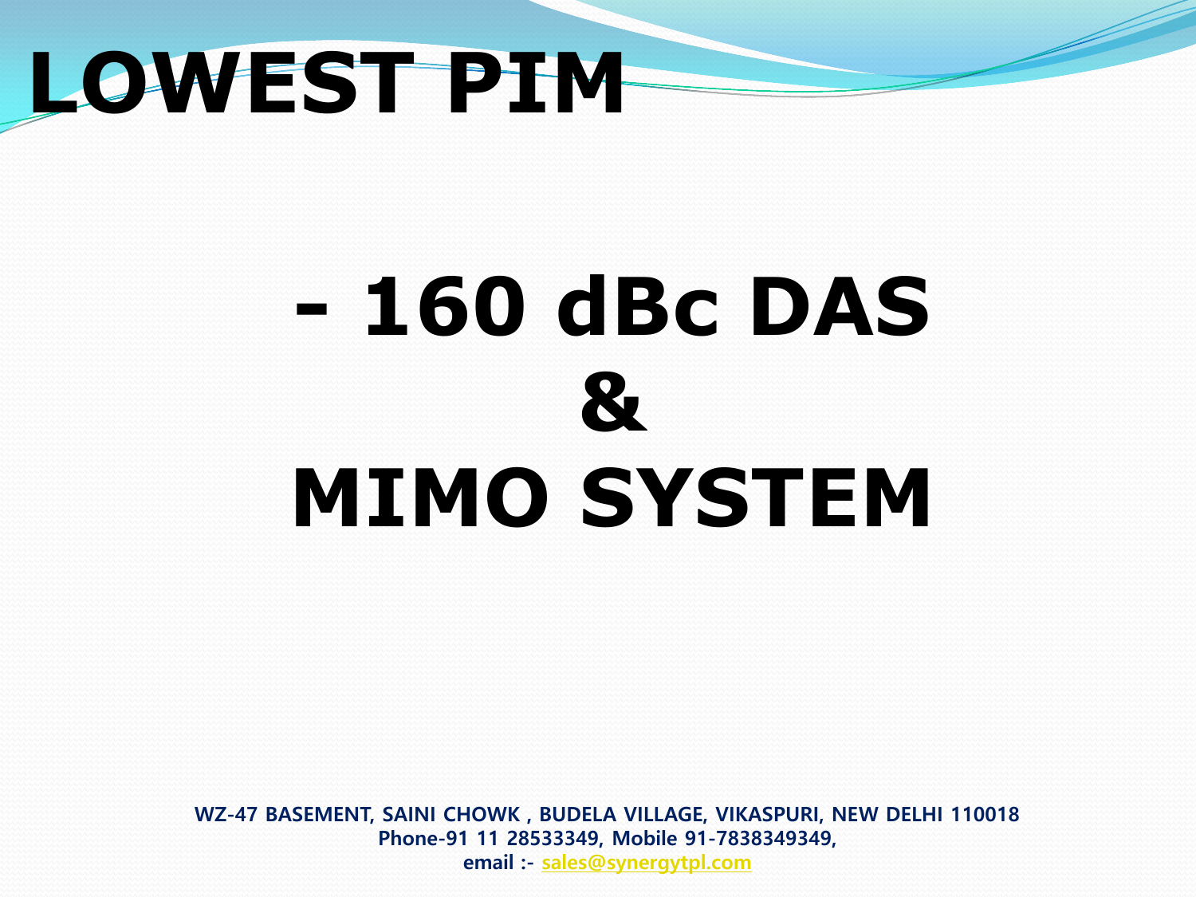# LOWEST PIM

## - 160 dBc DAS
## &
## MIMO SYSTEM

**WZ-47 BASEMENT, SAINI CHOWK , BUDELA VILLAGE, VIKASPURI, NEW DELHI 110018**
**Phone-91 11 28533349, Mobile 91-7838349349,**
**email :- sales@synergytpl.com**